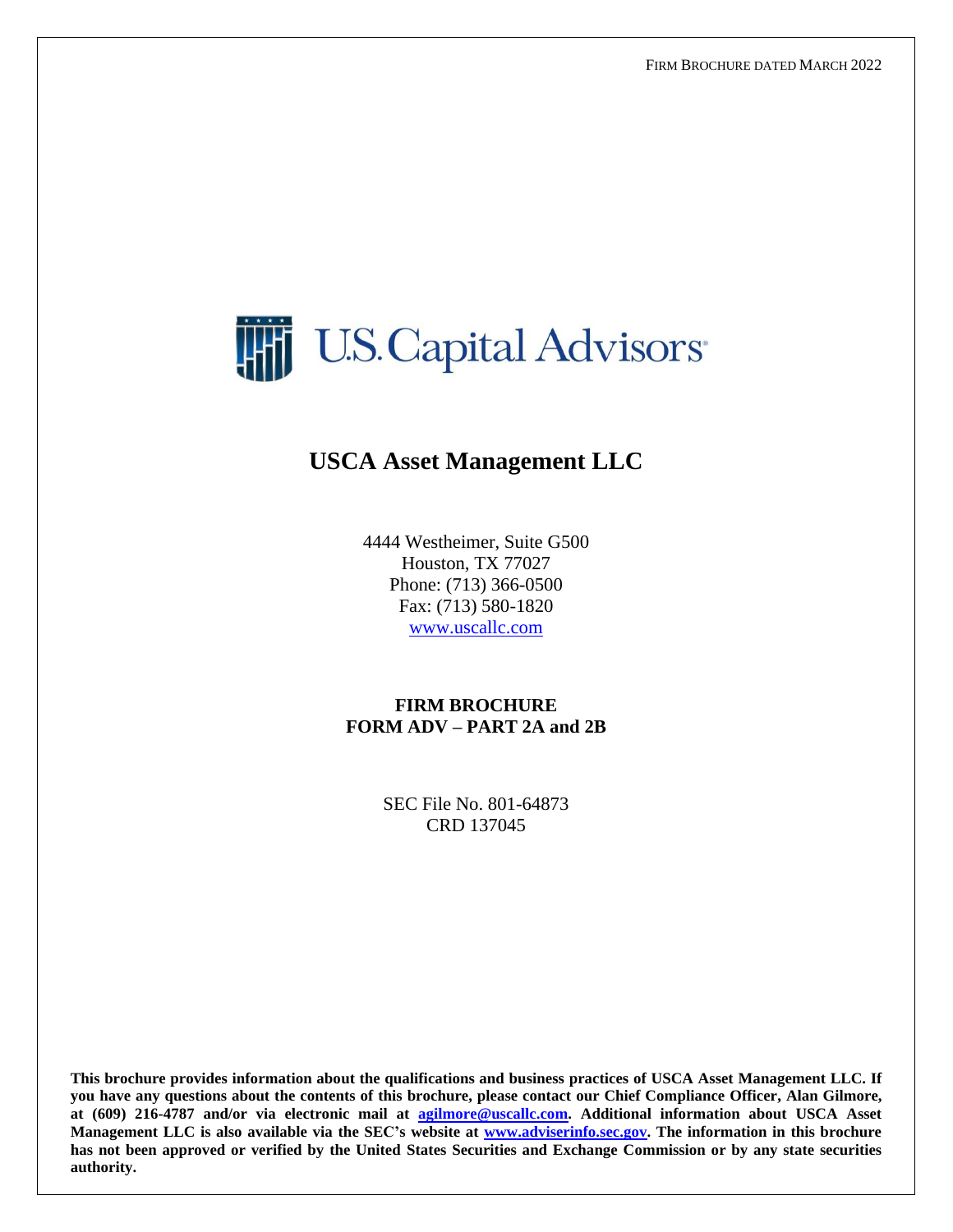FIRM BROCHURE DATED MARCH 2022

U.S. Capital Advisors

# USCA Asset Management LLC

4444 Westheimer, Suite G500
Houston, TX 77027
Phone: (713) 366-0500
Fax: (713) 580-1820
www.uscallc.com

**FIRM BROCHURE**
**FORM ADV – PART 2A and 2B**

SEC File No. 801-64873
CRD 137045

**This brochure provides information about the qualifications and business practices of USCA Asset Management LLC. If you have any questions about the contents of this brochure, please contact our Chief Compliance Officer, Alan Gilmore, at (609) 216-4787 and/or via electronic mail at agilmore@uscallc.com. Additional information about USCA Asset Management LLC is also available via the SEC's website at www.adviserinfo.sec.gov. The information in this brochure has not been approved or verified by the United States Securities and Exchange Commission or by any state securities authority.**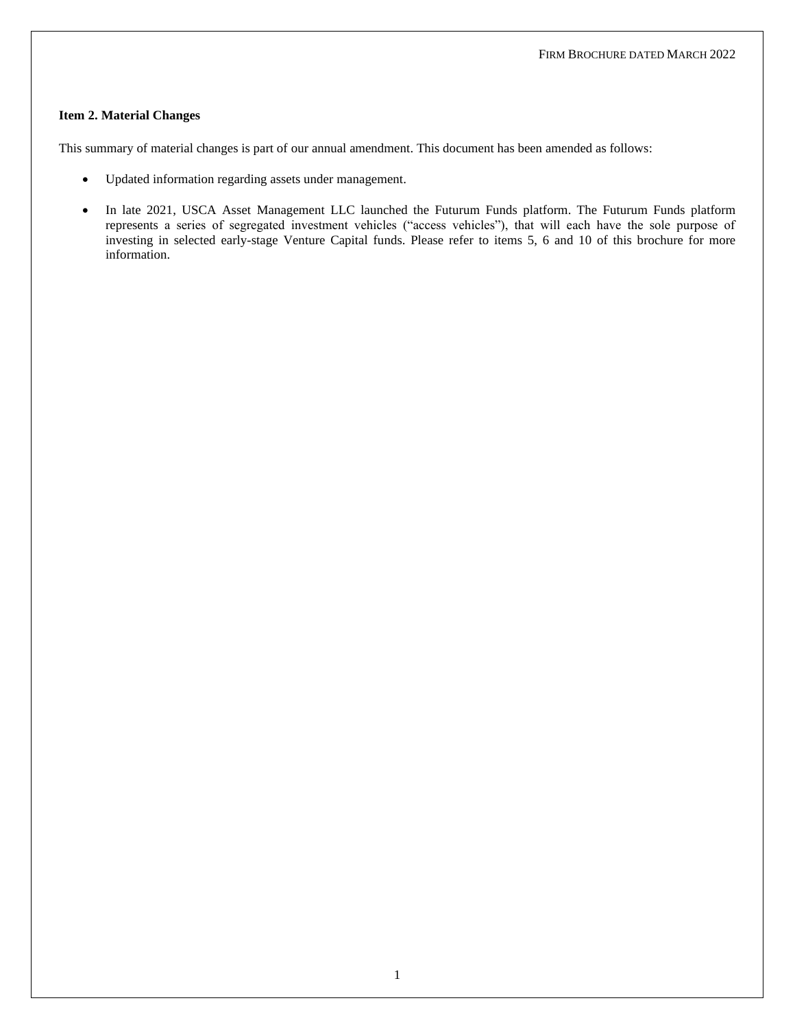**Item 2. Material Changes**

This summary of material changes is part of our annual amendment. This document has been amended as follows:

- Updated information regarding assets under management.
- In late 2021, USCA Asset Management LLC launched the Futurum Funds platform. The Futurum Funds platform represents a series of segregated investment vehicles ("access vehicles"), that will each have the sole purpose of investing in selected early-stage Venture Capital funds. Please refer to items 5, 6 and 10 of this brochure for more information.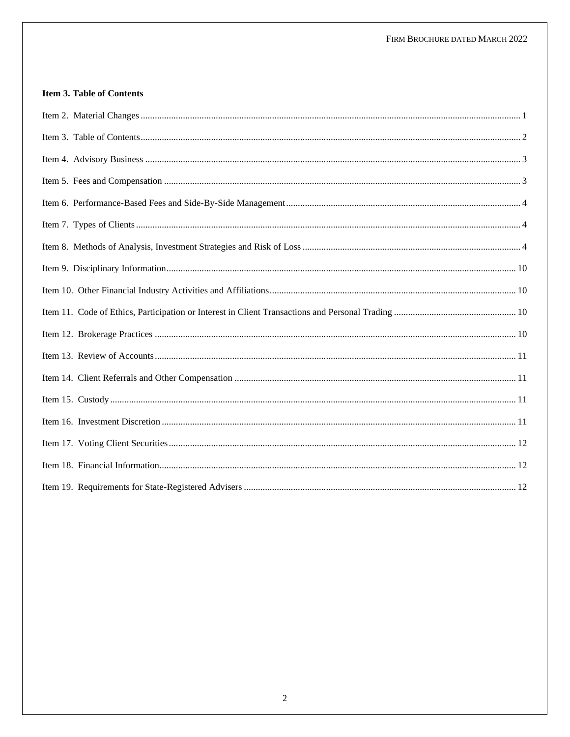## Item 3. Table of Contents

Item 2. Material Changes ..... 1

Item 3. Table of Contents ..... 2

Item 4. Advisory Business ..... 3

Item 5. Fees and Compensation ..... 3

Item 6. Performance-Based Fees and Side-By-Side Management ..... 4

Item 7. Types of Clients ..... 4

Item 8. Methods of Analysis, Investment Strategies and Risk of Loss ..... 4

Item 9. Disciplinary Information ..... 10

Item 10. Other Financial Industry Activities and Affiliations ..... 10

Item 11. Code of Ethics, Participation or Interest in Client Transactions and Personal Trading ..... 10

Item 12. Brokerage Practices ..... 10

Item 13. Review of Accounts ..... 11

Item 14. Client Referrals and Other Compensation ..... 11

Item 15. Custody ..... 11

Item 16. Investment Discretion ..... 11

Item 17. Voting Client Securities ..... 12

Item 18. Financial Information ..... 12

Item 19. Requirements for State-Registered Advisers ..... 12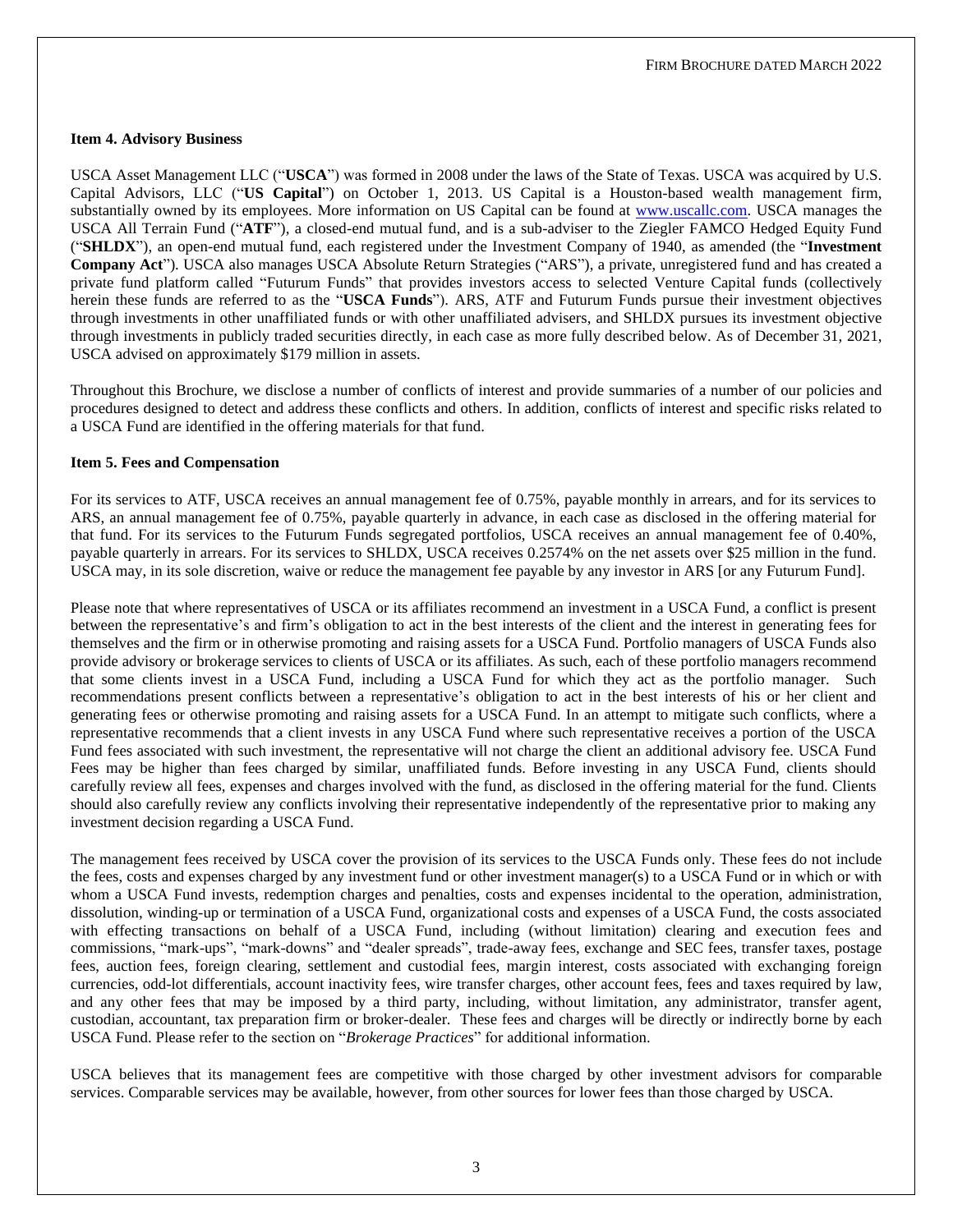**Item 4. Advisory Business**

USCA Asset Management LLC ("**USCA**") was formed in 2008 under the laws of the State of Texas. USCA was acquired by U.S. Capital Advisors, LLC ("**US Capital**") on October 1, 2013. US Capital is a Houston-based wealth management firm, substantially owned by its employees. More information on US Capital can be found at www.uscallc.com. USCA manages the USCA All Terrain Fund ("**ATF**"), a closed-end mutual fund, and is a sub-adviser to the Ziegler FAMCO Hedged Equity Fund ("**SHLDX**"), an open-end mutual fund, each registered under the Investment Company of 1940, as amended (the "**Investment Company Act**"). USCA also manages USCA Absolute Return Strategies ("ARS"), a private, unregistered fund and has created a private fund platform called "Futurum Funds" that provides investors access to selected Venture Capital funds (collectively herein these funds are referred to as the "**USCA Funds**"). ARS, ATF and Futurum Funds pursue their investment objectives through investments in other unaffiliated funds or with other unaffiliated advisers, and SHLDX pursues its investment objective through investments in publicly traded securities directly, in each case as more fully described below. As of December 31, 2021, USCA advised on approximately $179 million in assets.

Throughout this Brochure, we disclose a number of conflicts of interest and provide summaries of a number of our policies and procedures designed to detect and address these conflicts and others. In addition, conflicts of interest and specific risks related to a USCA Fund are identified in the offering materials for that fund.

**Item 5. Fees and Compensation**

For its services to ATF, USCA receives an annual management fee of 0.75%, payable monthly in arrears, and for its services to ARS, an annual management fee of 0.75%, payable quarterly in advance, in each case as disclosed in the offering material for that fund. For its services to the Futurum Funds segregated portfolios, USCA receives an annual management fee of 0.40%, payable quarterly in arrears. For its services to SHLDX, USCA receives 0.2574% on the net assets over $25 million in the fund. USCA may, in its sole discretion, waive or reduce the management fee payable by any investor in ARS [or any Futurum Fund].

Please note that where representatives of USCA or its affiliates recommend an investment in a USCA Fund, a conflict is present between the representative's and firm's obligation to act in the best interests of the client and the interest in generating fees for themselves and the firm or in otherwise promoting and raising assets for a USCA Fund. Portfolio managers of USCA Funds also provide advisory or brokerage services to clients of USCA or its affiliates. As such, each of these portfolio managers recommend that some clients invest in a USCA Fund, including a USCA Fund for which they act as the portfolio manager. Such recommendations present conflicts between a representative's obligation to act in the best interests of his or her client and generating fees or otherwise promoting and raising assets for a USCA Fund. In an attempt to mitigate such conflicts, where a representative recommends that a client invests in any USCA Fund where such representative receives a portion of the USCA Fund fees associated with such investment, the representative will not charge the client an additional advisory fee. USCA Fund Fees may be higher than fees charged by similar, unaffiliated funds. Before investing in any USCA Fund, clients should carefully review all fees, expenses and charges involved with the fund, as disclosed in the offering material for the fund. Clients should also carefully review any conflicts involving their representative independently of the representative prior to making any investment decision regarding a USCA Fund.

The management fees received by USCA cover the provision of its services to the USCA Funds only. These fees do not include the fees, costs and expenses charged by any investment fund or other investment manager(s) to a USCA Fund or in which or with whom a USCA Fund invests, redemption charges and penalties, costs and expenses incidental to the operation, administration, dissolution, winding-up or termination of a USCA Fund, organizational costs and expenses of a USCA Fund, the costs associated with effecting transactions on behalf of a USCA Fund, including (without limitation) clearing and execution fees and commissions, "mark-ups", "mark-downs" and "dealer spreads", trade-away fees, exchange and SEC fees, transfer taxes, postage fees, auction fees, foreign clearing, settlement and custodial fees, margin interest, costs associated with exchanging foreign currencies, odd-lot differentials, account inactivity fees, wire transfer charges, other account fees, fees and taxes required by law, and any other fees that may be imposed by a third party, including, without limitation, any administrator, transfer agent, custodian, accountant, tax preparation firm or broker-dealer. These fees and charges will be directly or indirectly borne by each USCA Fund. Please refer to the section on "*Brokerage Practices*" for additional information.

USCA believes that its management fees are competitive with those charged by other investment advisors for comparable services. Comparable services may be available, however, from other sources for lower fees than those charged by USCA.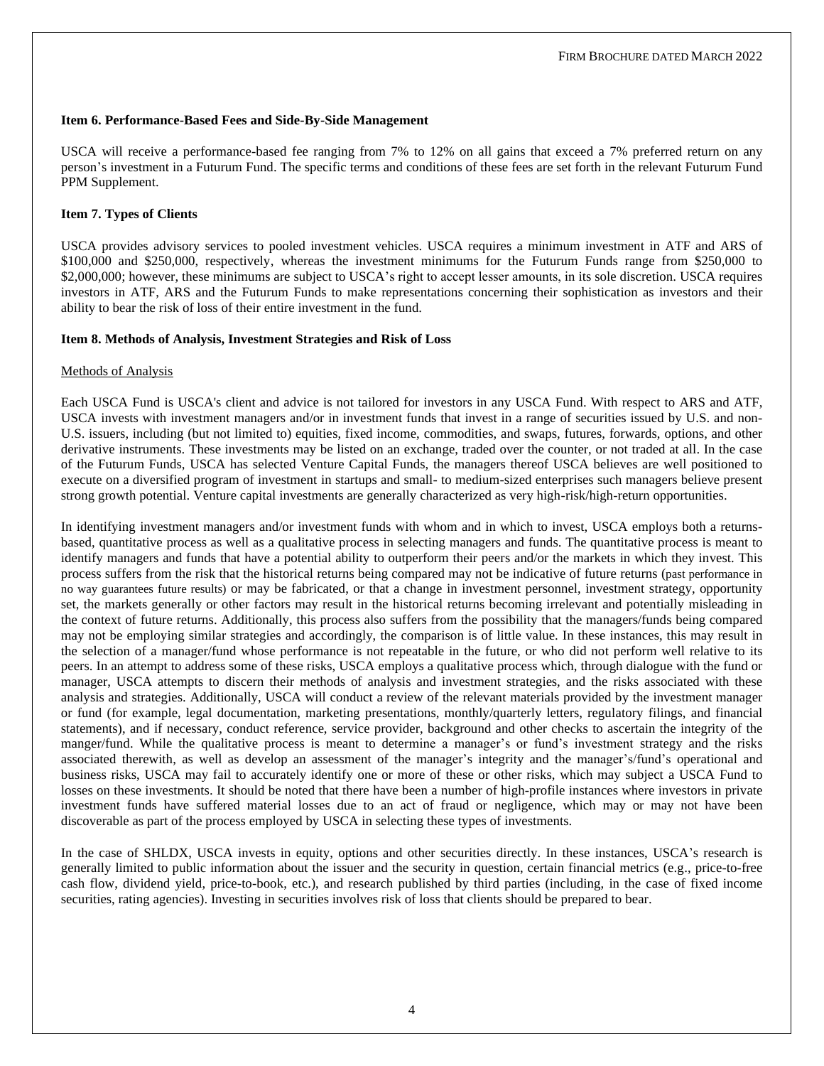### Item 6. Performance-Based Fees and Side-By-Side Management

USCA will receive a performance-based fee ranging from 7% to 12% on all gains that exceed a 7% preferred return on any person's investment in a Futurum Fund. The specific terms and conditions of these fees are set forth in the relevant Futurum Fund PPM Supplement.

### Item 7. Types of Clients

USCA provides advisory services to pooled investment vehicles. USCA requires a minimum investment in ATF and ARS of $100,000 and $250,000, respectively, whereas the investment minimums for the Futurum Funds range from $250,000 to $2,000,000; however, these minimums are subject to USCA's right to accept lesser amounts, in its sole discretion. USCA requires investors in ATF, ARS and the Futurum Funds to make representations concerning their sophistication as investors and their ability to bear the risk of loss of their entire investment in the fund.

### Item 8. Methods of Analysis, Investment Strategies and Risk of Loss

Methods of Analysis

Each USCA Fund is USCA's client and advice is not tailored for investors in any USCA Fund. With respect to ARS and ATF, USCA invests with investment managers and/or in investment funds that invest in a range of securities issued by U.S. and non-U.S. issuers, including (but not limited to) equities, fixed income, commodities, and swaps, futures, forwards, options, and other derivative instruments. These investments may be listed on an exchange, traded over the counter, or not traded at all. In the case of the Futurum Funds, USCA has selected Venture Capital Funds, the managers thereof USCA believes are well positioned to execute on a diversified program of investment in startups and small- to medium-sized enterprises such managers believe present strong growth potential. Venture capital investments are generally characterized as very high-risk/high-return opportunities.

In identifying investment managers and/or investment funds with whom and in which to invest, USCA employs both a returns-based, quantitative process as well as a qualitative process in selecting managers and funds. The quantitative process is meant to identify managers and funds that have a potential ability to outperform their peers and/or the markets in which they invest. This process suffers from the risk that the historical returns being compared may not be indicative of future returns (past performance in no way guarantees future results) or may be fabricated, or that a change in investment personnel, investment strategy, opportunity set, the markets generally or other factors may result in the historical returns becoming irrelevant and potentially misleading in the context of future returns. Additionally, this process also suffers from the possibility that the managers/funds being compared may not be employing similar strategies and accordingly, the comparison is of little value. In these instances, this may result in the selection of a manager/fund whose performance is not repeatable in the future, or who did not perform well relative to its peers. In an attempt to address some of these risks, USCA employs a qualitative process which, through dialogue with the fund or manager, USCA attempts to discern their methods of analysis and investment strategies, and the risks associated with these analysis and strategies. Additionally, USCA will conduct a review of the relevant materials provided by the investment manager or fund (for example, legal documentation, marketing presentations, monthly/quarterly letters, regulatory filings, and financial statements), and if necessary, conduct reference, service provider, background and other checks to ascertain the integrity of the manger/fund. While the qualitative process is meant to determine a manager's or fund's investment strategy and the risks associated therewith, as well as develop an assessment of the manager's integrity and the manager's/fund's operational and business risks, USCA may fail to accurately identify one or more of these or other risks, which may subject a USCA Fund to losses on these investments. It should be noted that there have been a number of high-profile instances where investors in private investment funds have suffered material losses due to an act of fraud or negligence, which may or may not have been discoverable as part of the process employed by USCA in selecting these types of investments.

In the case of SHLDX, USCA invests in equity, options and other securities directly. In these instances, USCA's research is generally limited to public information about the issuer and the security in question, certain financial metrics (e.g., price-to-free cash flow, dividend yield, price-to-book, etc.), and research published by third parties (including, in the case of fixed income securities, rating agencies). Investing in securities involves risk of loss that clients should be prepared to bear.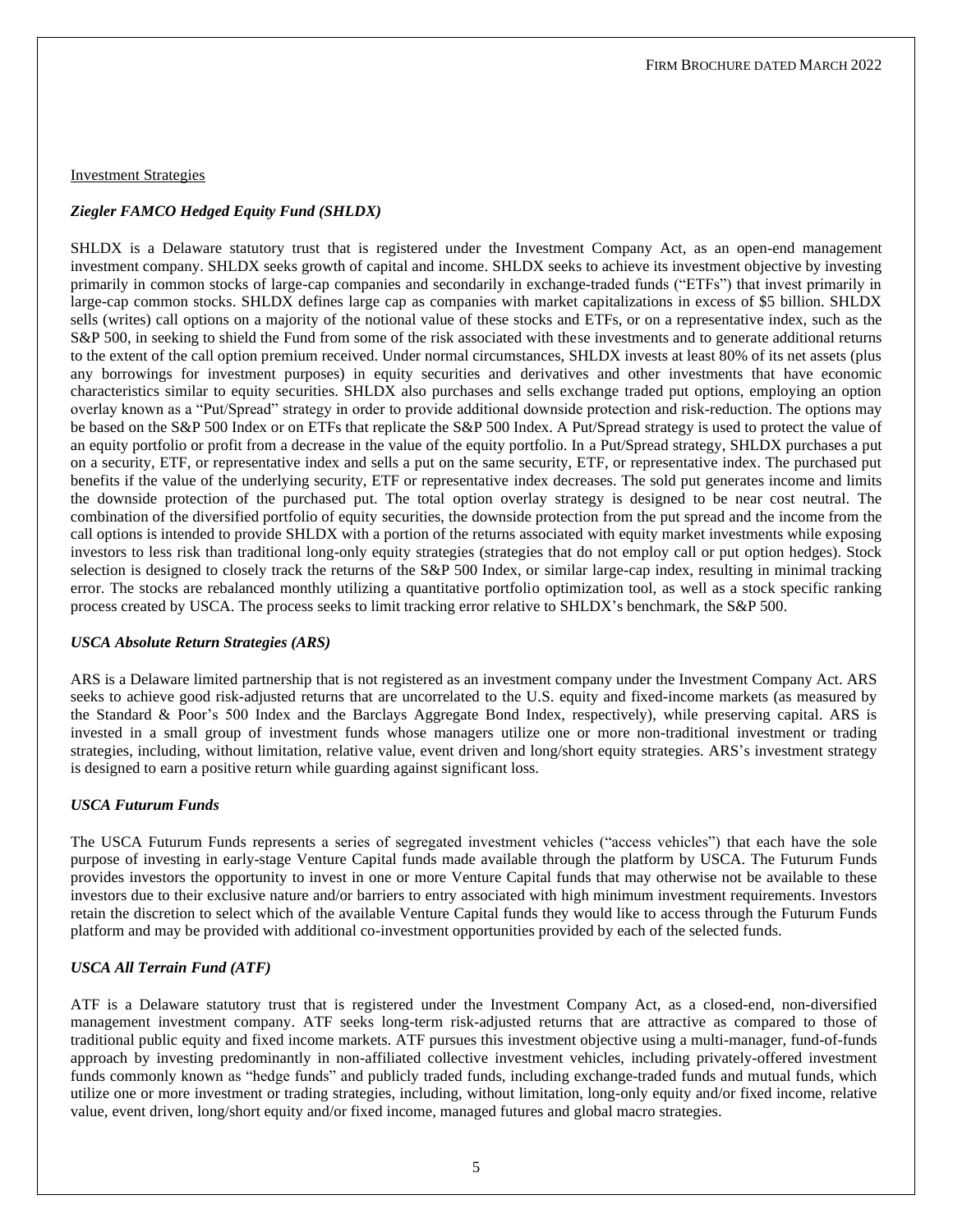Investment Strategies

***Ziegler FAMCO Hedged Equity Fund (SHLDX)***

SHLDX is a Delaware statutory trust that is registered under the Investment Company Act, as an open-end management investment company. SHLDX seeks growth of capital and income. SHLDX seeks to achieve its investment objective by investing primarily in common stocks of large-cap companies and secondarily in exchange-traded funds ("ETFs") that invest primarily in large-cap common stocks. SHLDX defines large cap as companies with market capitalizations in excess of $5 billion. SHLDX sells (writes) call options on a majority of the notional value of these stocks and ETFs, or on a representative index, such as the S&P 500, in seeking to shield the Fund from some of the risk associated with these investments and to generate additional returns to the extent of the call option premium received. Under normal circumstances, SHLDX invests at least 80% of its net assets (plus any borrowings for investment purposes) in equity securities and derivatives and other investments that have economic characteristics similar to equity securities. SHLDX also purchases and sells exchange traded put options, employing an option overlay known as a "Put/Spread" strategy in order to provide additional downside protection and risk-reduction. The options may be based on the S&P 500 Index or on ETFs that replicate the S&P 500 Index. A Put/Spread strategy is used to protect the value of an equity portfolio or profit from a decrease in the value of the equity portfolio. In a Put/Spread strategy, SHLDX purchases a put on a security, ETF, or representative index and sells a put on the same security, ETF, or representative index. The purchased put benefits if the value of the underlying security, ETF or representative index decreases. The sold put generates income and limits the downside protection of the purchased put. The total option overlay strategy is designed to be near cost neutral. The combination of the diversified portfolio of equity securities, the downside protection from the put spread and the income from the call options is intended to provide SHLDX with a portion of the returns associated with equity market investments while exposing investors to less risk than traditional long-only equity strategies (strategies that do not employ call or put option hedges). Stock selection is designed to closely track the returns of the S&P 500 Index, or similar large-cap index, resulting in minimal tracking error. The stocks are rebalanced monthly utilizing a quantitative portfolio optimization tool, as well as a stock specific ranking process created by USCA. The process seeks to limit tracking error relative to SHLDX's benchmark, the S&P 500.

***USCA Absolute Return Strategies (ARS)***

ARS is a Delaware limited partnership that is not registered as an investment company under the Investment Company Act. ARS seeks to achieve good risk-adjusted returns that are uncorrelated to the U.S. equity and fixed-income markets (as measured by the Standard & Poor's 500 Index and the Barclays Aggregate Bond Index, respectively), while preserving capital. ARS is invested in a small group of investment funds whose managers utilize one or more non-traditional investment or trading strategies, including, without limitation, relative value, event driven and long/short equity strategies. ARS's investment strategy is designed to earn a positive return while guarding against significant loss.

***USCA Futurum Funds***

The USCA Futurum Funds represents a series of segregated investment vehicles ("access vehicles") that each have the sole purpose of investing in early-stage Venture Capital funds made available through the platform by USCA. The Futurum Funds provides investors the opportunity to invest in one or more Venture Capital funds that may otherwise not be available to these investors due to their exclusive nature and/or barriers to entry associated with high minimum investment requirements. Investors retain the discretion to select which of the available Venture Capital funds they would like to access through the Futurum Funds platform and may be provided with additional co-investment opportunities provided by each of the selected funds.

***USCA All Terrain Fund (ATF)***

ATF is a Delaware statutory trust that is registered under the Investment Company Act, as a closed-end, non-diversified management investment company. ATF seeks long-term risk-adjusted returns that are attractive as compared to those of traditional public equity and fixed income markets. ATF pursues this investment objective using a multi-manager, fund-of-funds approach by investing predominantly in non-affiliated collective investment vehicles, including privately-offered investment funds commonly known as "hedge funds" and publicly traded funds, including exchange-traded funds and mutual funds, which utilize one or more investment or trading strategies, including, without limitation, long-only equity and/or fixed income, relative value, event driven, long/short equity and/or fixed income, managed futures and global macro strategies.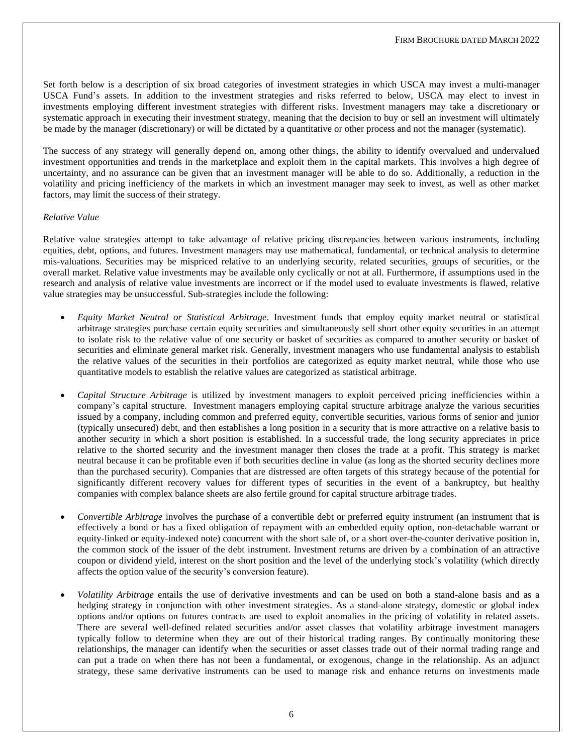Set forth below is a description of six broad categories of investment strategies in which USCA may invest a multi-manager USCA Fund's assets. In addition to the investment strategies and risks referred to below, USCA may elect to invest in investments employing different investment strategies with different risks. Investment managers may take a discretionary or systematic approach in executing their investment strategy, meaning that the decision to buy or sell an investment will ultimately be made by the manager (discretionary) or will be dictated by a quantitative or other process and not the manager (systematic).

The success of any strategy will generally depend on, among other things, the ability to identify overvalued and undervalued investment opportunities and trends in the marketplace and exploit them in the capital markets. This involves a high degree of uncertainty, and no assurance can be given that an investment manager will be able to do so. Additionally, a reduction in the volatility and pricing inefficiency of the markets in which an investment manager may seek to invest, as well as other market factors, may limit the success of their strategy.

*Relative Value*

Relative value strategies attempt to take advantage of relative pricing discrepancies between various instruments, including equities, debt, options, and futures. Investment managers may use mathematical, fundamental, or technical analysis to determine mis-valuations. Securities may be mispriced relative to an underlying security, related securities, groups of securities, or the overall market. Relative value investments may be available only cyclically or not at all. Furthermore, if assumptions used in the research and analysis of relative value investments are incorrect or if the model used to evaluate investments is flawed, relative value strategies may be unsuccessful. Sub-strategies include the following:

- *Equity Market Neutral or Statistical Arbitrage*. Investment funds that employ equity market neutral or statistical arbitrage strategies purchase certain equity securities and simultaneously sell short other equity securities in an attempt to isolate risk to the relative value of one security or basket of securities as compared to another security or basket of securities and eliminate general market risk. Generally, investment managers who use fundamental analysis to establish the relative values of the securities in their portfolios are categorized as equity market neutral, while those who use quantitative models to establish the relative values are categorized as statistical arbitrage.

- *Capital Structure Arbitrage* is utilized by investment managers to exploit perceived pricing inefficiencies within a company's capital structure. Investment managers employing capital structure arbitrage analyze the various securities issued by a company, including common and preferred equity, convertible securities, various forms of senior and junior (typically unsecured) debt, and then establishes a long position in a security that is more attractive on a relative basis to another security in which a short position is established. In a successful trade, the long security appreciates in price relative to the shorted security and the investment manager then closes the trade at a profit. This strategy is market neutral because it can be profitable even if both securities decline in value (as long as the shorted security declines more than the purchased security). Companies that are distressed are often targets of this strategy because of the potential for significantly different recovery values for different types of securities in the event of a bankruptcy, but healthy companies with complex balance sheets are also fertile ground for capital structure arbitrage trades.

- *Convertible Arbitrage* involves the purchase of a convertible debt or preferred equity instrument (an instrument that is effectively a bond or has a fixed obligation of repayment with an embedded equity option, non-detachable warrant or equity-linked or equity-indexed note) concurrent with the short sale of, or a short over-the-counter derivative position in, the common stock of the issuer of the debt instrument. Investment returns are driven by a combination of an attractive coupon or dividend yield, interest on the short position and the level of the underlying stock's volatility (which directly affects the option value of the security's conversion feature).

- *Volatility Arbitrage* entails the use of derivative investments and can be used on both a stand-alone basis and as a hedging strategy in conjunction with other investment strategies. As a stand-alone strategy, domestic or global index options and/or options on futures contracts are used to exploit anomalies in the pricing of volatility in related assets. There are several well-defined related securities and/or asset classes that volatility arbitrage investment managers typically follow to determine when they are out of their historical trading ranges. By continually monitoring these relationships, the manager can identify when the securities or asset classes trade out of their normal trading range and can put a trade on when there has not been a fundamental, or exogenous, change in the relationship. As an adjunct strategy, these same derivative instruments can be used to manage risk and enhance returns on investments made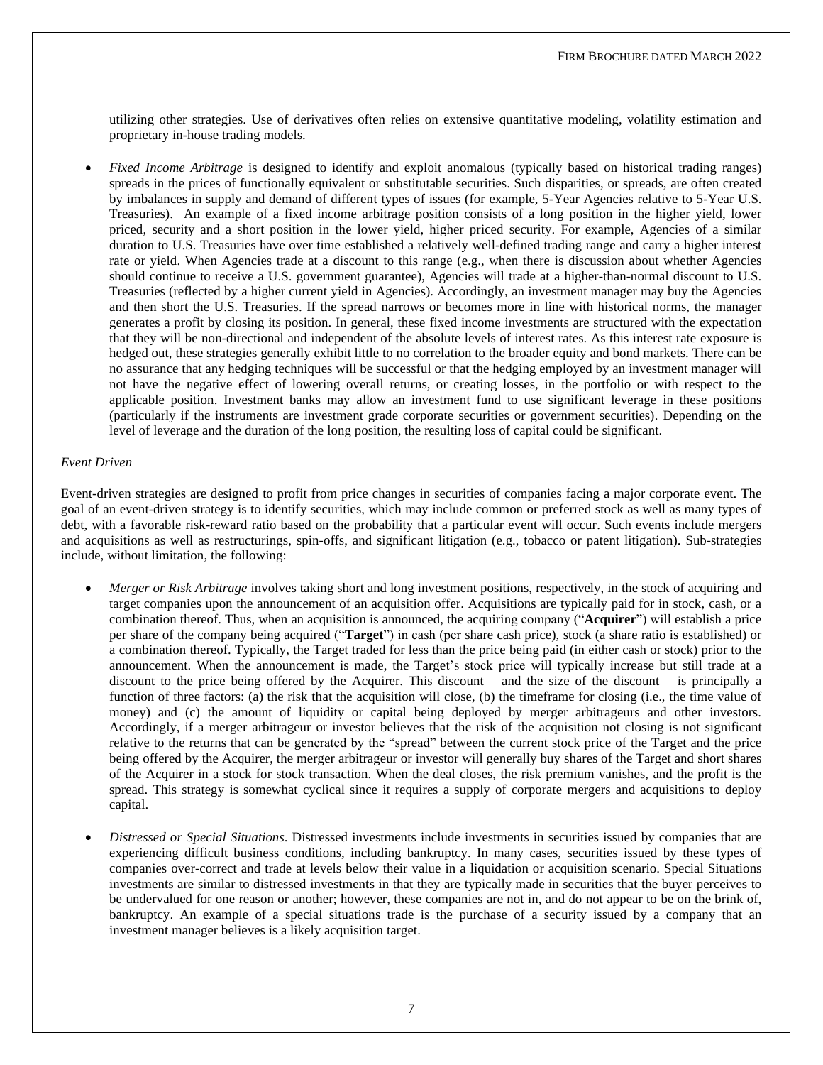utilizing other strategies. Use of derivatives often relies on extensive quantitative modeling, volatility estimation and proprietary in-house trading models.

- *Fixed Income Arbitrage* is designed to identify and exploit anomalous (typically based on historical trading ranges) spreads in the prices of functionally equivalent or substitutable securities. Such disparities, or spreads, are often created by imbalances in supply and demand of different types of issues (for example, 5-Year Agencies relative to 5-Year U.S. Treasuries). An example of a fixed income arbitrage position consists of a long position in the higher yield, lower priced, security and a short position in the lower yield, higher priced security. For example, Agencies of a similar duration to U.S. Treasuries have over time established a relatively well-defined trading range and carry a higher interest rate or yield. When Agencies trade at a discount to this range (e.g., when there is discussion about whether Agencies should continue to receive a U.S. government guarantee), Agencies will trade at a higher-than-normal discount to U.S. Treasuries (reflected by a higher current yield in Agencies). Accordingly, an investment manager may buy the Agencies and then short the U.S. Treasuries. If the spread narrows or becomes more in line with historical norms, the manager generates a profit by closing its position. In general, these fixed income investments are structured with the expectation that they will be non-directional and independent of the absolute levels of interest rates. As this interest rate exposure is hedged out, these strategies generally exhibit little to no correlation to the broader equity and bond markets. There can be no assurance that any hedging techniques will be successful or that the hedging employed by an investment manager will not have the negative effect of lowering overall returns, or creating losses, in the portfolio or with respect to the applicable position. Investment banks may allow an investment fund to use significant leverage in these positions (particularly if the instruments are investment grade corporate securities or government securities). Depending on the level of leverage and the duration of the long position, the resulting loss of capital could be significant.

*Event Driven*

Event-driven strategies are designed to profit from price changes in securities of companies facing a major corporate event. The goal of an event-driven strategy is to identify securities, which may include common or preferred stock as well as many types of debt, with a favorable risk-reward ratio based on the probability that a particular event will occur. Such events include mergers and acquisitions as well as restructurings, spin-offs, and significant litigation (e.g., tobacco or patent litigation). Sub-strategies include, without limitation, the following:

- *Merger or Risk Arbitrage* involves taking short and long investment positions, respectively, in the stock of acquiring and target companies upon the announcement of an acquisition offer. Acquisitions are typically paid for in stock, cash, or a combination thereof. Thus, when an acquisition is announced, the acquiring company ("**Acquirer**") will establish a price per share of the company being acquired ("**Target**") in cash (per share cash price), stock (a share ratio is established) or a combination thereof. Typically, the Target traded for less than the price being paid (in either cash or stock) prior to the announcement. When the announcement is made, the Target's stock price will typically increase but still trade at a discount to the price being offered by the Acquirer. This discount – and the size of the discount – is principally a function of three factors: (a) the risk that the acquisition will close, (b) the timeframe for closing (i.e., the time value of money) and (c) the amount of liquidity or capital being deployed by merger arbitrageurs and other investors. Accordingly, if a merger arbitrageur or investor believes that the risk of the acquisition not closing is not significant relative to the returns that can be generated by the "spread" between the current stock price of the Target and the price being offered by the Acquirer, the merger arbitrageur or investor will generally buy shares of the Target and short shares of the Acquirer in a stock for stock transaction. When the deal closes, the risk premium vanishes, and the profit is the spread. This strategy is somewhat cyclical since it requires a supply of corporate mergers and acquisitions to deploy capital.

- *Distressed or Special Situations*. Distressed investments include investments in securities issued by companies that are experiencing difficult business conditions, including bankruptcy. In many cases, securities issued by these types of companies over-correct and trade at levels below their value in a liquidation or acquisition scenario. Special Situations investments are similar to distressed investments in that they are typically made in securities that the buyer perceives to be undervalued for one reason or another; however, these companies are not in, and do not appear to be on the brink of, bankruptcy. An example of a special situations trade is the purchase of a security issued by a company that an investment manager believes is a likely acquisition target.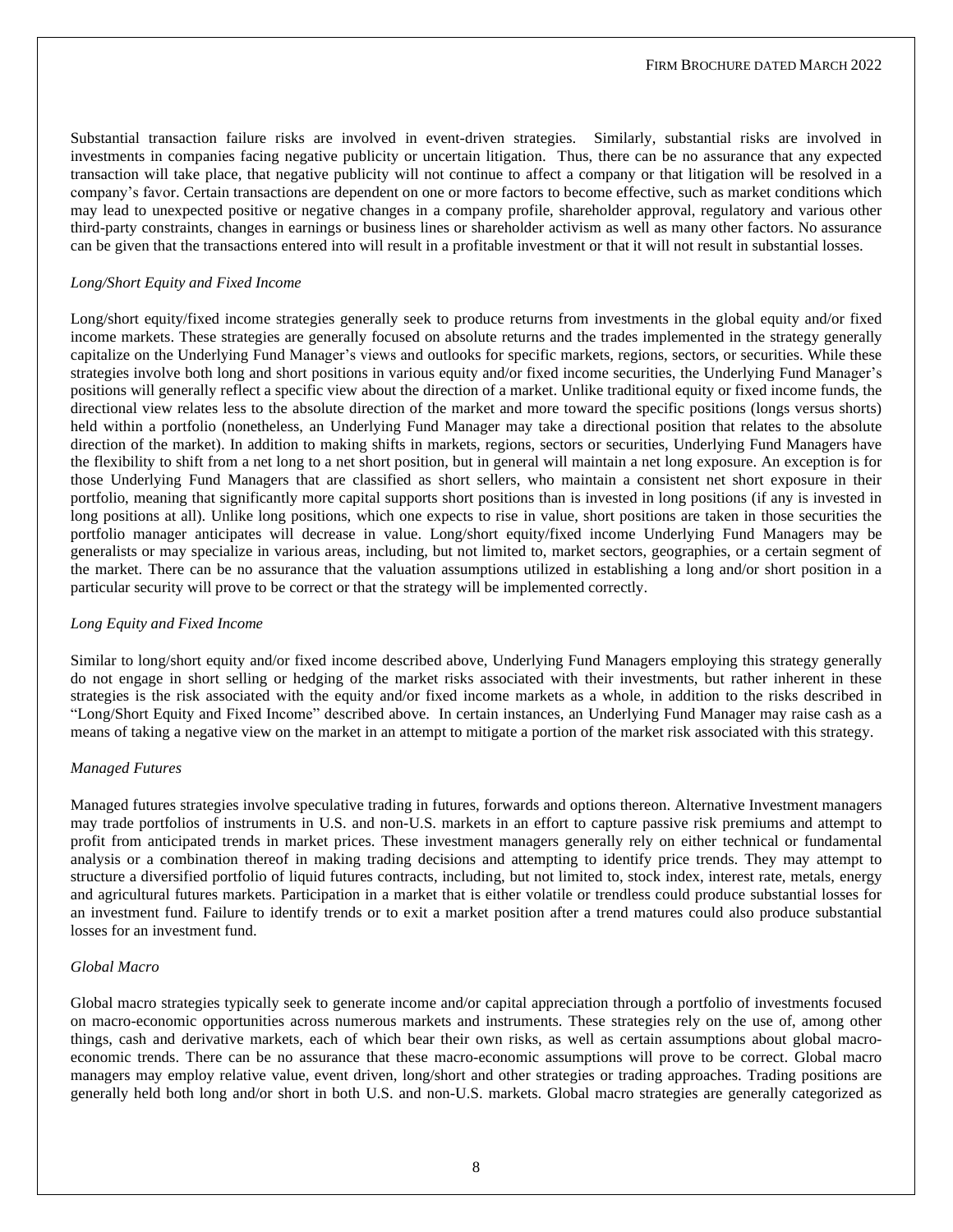Substantial transaction failure risks are involved in event-driven strategies. Similarly, substantial risks are involved in investments in companies facing negative publicity or uncertain litigation. Thus, there can be no assurance that any expected transaction will take place, that negative publicity will not continue to affect a company or that litigation will be resolved in a company's favor. Certain transactions are dependent on one or more factors to become effective, such as market conditions which may lead to unexpected positive or negative changes in a company profile, shareholder approval, regulatory and various other third-party constraints, changes in earnings or business lines or shareholder activism as well as many other factors. No assurance can be given that the transactions entered into will result in a profitable investment or that it will not result in substantial losses.

*Long/Short Equity and Fixed Income*

Long/short equity/fixed income strategies generally seek to produce returns from investments in the global equity and/or fixed income markets. These strategies are generally focused on absolute returns and the trades implemented in the strategy generally capitalize on the Underlying Fund Manager's views and outlooks for specific markets, regions, sectors, or securities. While these strategies involve both long and short positions in various equity and/or fixed income securities, the Underlying Fund Manager's positions will generally reflect a specific view about the direction of a market. Unlike traditional equity or fixed income funds, the directional view relates less to the absolute direction of the market and more toward the specific positions (longs versus shorts) held within a portfolio (nonetheless, an Underlying Fund Manager may take a directional position that relates to the absolute direction of the market). In addition to making shifts in markets, regions, sectors or securities, Underlying Fund Managers have the flexibility to shift from a net long to a net short position, but in general will maintain a net long exposure. An exception is for those Underlying Fund Managers that are classified as short sellers, who maintain a consistent net short exposure in their portfolio, meaning that significantly more capital supports short positions than is invested in long positions (if any is invested in long positions at all). Unlike long positions, which one expects to rise in value, short positions are taken in those securities the portfolio manager anticipates will decrease in value. Long/short equity/fixed income Underlying Fund Managers may be generalists or may specialize in various areas, including, but not limited to, market sectors, geographies, or a certain segment of the market. There can be no assurance that the valuation assumptions utilized in establishing a long and/or short position in a particular security will prove to be correct or that the strategy will be implemented correctly.

*Long Equity and Fixed Income*

Similar to long/short equity and/or fixed income described above, Underlying Fund Managers employing this strategy generally do not engage in short selling or hedging of the market risks associated with their investments, but rather inherent in these strategies is the risk associated with the equity and/or fixed income markets as a whole, in addition to the risks described in "Long/Short Equity and Fixed Income" described above. In certain instances, an Underlying Fund Manager may raise cash as a means of taking a negative view on the market in an attempt to mitigate a portion of the market risk associated with this strategy.

*Managed Futures*

Managed futures strategies involve speculative trading in futures, forwards and options thereon. Alternative Investment managers may trade portfolios of instruments in U.S. and non-U.S. markets in an effort to capture passive risk premiums and attempt to profit from anticipated trends in market prices. These investment managers generally rely on either technical or fundamental analysis or a combination thereof in making trading decisions and attempting to identify price trends. They may attempt to structure a diversified portfolio of liquid futures contracts, including, but not limited to, stock index, interest rate, metals, energy and agricultural futures markets. Participation in a market that is either volatile or trendless could produce substantial losses for an investment fund. Failure to identify trends or to exit a market position after a trend matures could also produce substantial losses for an investment fund.

*Global Macro*

Global macro strategies typically seek to generate income and/or capital appreciation through a portfolio of investments focused on macro-economic opportunities across numerous markets and instruments. These strategies rely on the use of, among other things, cash and derivative markets, each of which bear their own risks, as well as certain assumptions about global macro-economic trends. There can be no assurance that these macro-economic assumptions will prove to be correct. Global macro managers may employ relative value, event driven, long/short and other strategies or trading approaches. Trading positions are generally held both long and/or short in both U.S. and non-U.S. markets. Global macro strategies are generally categorized as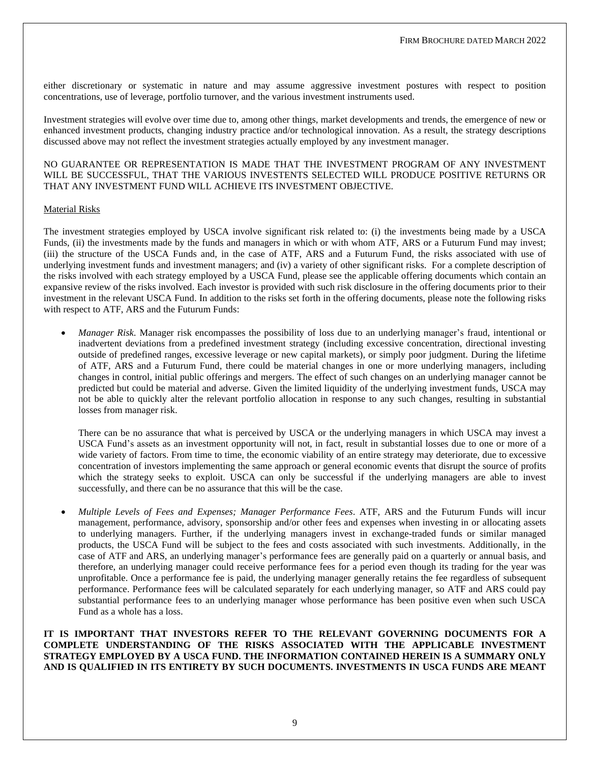either discretionary or systematic in nature and may assume aggressive investment postures with respect to position concentrations, use of leverage, portfolio turnover, and the various investment instruments used.

Investment strategies will evolve over time due to, among other things, market developments and trends, the emergence of new or enhanced investment products, changing industry practice and/or technological innovation. As a result, the strategy descriptions discussed above may not reflect the investment strategies actually employed by any investment manager.

NO GUARANTEE OR REPRESENTATION IS MADE THAT THE INVESTMENT PROGRAM OF ANY INVESTMENT WILL BE SUCCESSFUL, THAT THE VARIOUS INVESTENTS SELECTED WILL PRODUCE POSITIVE RETURNS OR THAT ANY INVESTMENT FUND WILL ACHIEVE ITS INVESTMENT OBJECTIVE.

Material Risks

The investment strategies employed by USCA involve significant risk related to: (i) the investments being made by a USCA Funds, (ii) the investments made by the funds and managers in which or with whom ATF, ARS or a Futurum Fund may invest; (iii) the structure of the USCA Funds and, in the case of ATF, ARS and a Futurum Fund, the risks associated with use of underlying investment funds and investment managers; and (iv) a variety of other significant risks. For a complete description of the risks involved with each strategy employed by a USCA Fund, please see the applicable offering documents which contain an expansive review of the risks involved. Each investor is provided with such risk disclosure in the offering documents prior to their investment in the relevant USCA Fund. In addition to the risks set forth in the offering documents, please note the following risks with respect to ATF, ARS and the Futurum Funds:

- *Manager Risk*. Manager risk encompasses the possibility of loss due to an underlying manager's fraud, intentional or inadvertent deviations from a predefined investment strategy (including excessive concentration, directional investing outside of predefined ranges, excessive leverage or new capital markets), or simply poor judgment. During the lifetime of ATF, ARS and a Futurum Fund, there could be material changes in one or more underlying managers, including changes in control, initial public offerings and mergers. The effect of such changes on an underlying manager cannot be predicted but could be material and adverse. Given the limited liquidity of the underlying investment funds, USCA may not be able to quickly alter the relevant portfolio allocation in response to any such changes, resulting in substantial losses from manager risk.

  There can be no assurance that what is perceived by USCA or the underlying managers in which USCA may invest a USCA Fund's assets as an investment opportunity will not, in fact, result in substantial losses due to one or more of a wide variety of factors. From time to time, the economic viability of an entire strategy may deteriorate, due to excessive concentration of investors implementing the same approach or general economic events that disrupt the source of profits which the strategy seeks to exploit. USCA can only be successful if the underlying managers are able to invest successfully, and there can be no assurance that this will be the case.

- *Multiple Levels of Fees and Expenses; Manager Performance Fees*. ATF, ARS and the Futurum Funds will incur management, performance, advisory, sponsorship and/or other fees and expenses when investing in or allocating assets to underlying managers. Further, if the underlying managers invest in exchange-traded funds or similar managed products, the USCA Fund will be subject to the fees and costs associated with such investments. Additionally, in the case of ATF and ARS, an underlying manager's performance fees are generally paid on a quarterly or annual basis, and therefore, an underlying manager could receive performance fees for a period even though its trading for the year was unprofitable. Once a performance fee is paid, the underlying manager generally retains the fee regardless of subsequent performance. Performance fees will be calculated separately for each underlying manager, so ATF and ARS could pay substantial performance fees to an underlying manager whose performance has been positive even when such USCA Fund as a whole has a loss.

**IT IS IMPORTANT THAT INVESTORS REFER TO THE RELEVANT GOVERNING DOCUMENTS FOR A COMPLETE UNDERSTANDING OF THE RISKS ASSOCIATED WITH THE APPLICABLE INVESTMENT STRATEGY EMPLOYED BY A USCA FUND. THE INFORMATION CONTAINED HEREIN IS A SUMMARY ONLY AND IS QUALIFIED IN ITS ENTIRETY BY SUCH DOCUMENTS. INVESTMENTS IN USCA FUNDS ARE MEANT**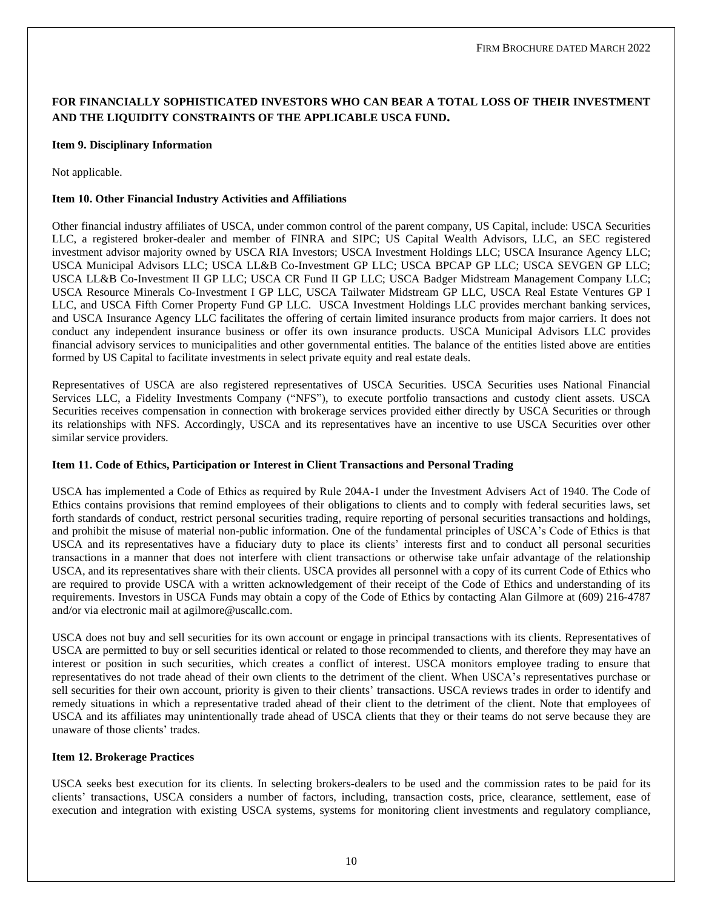**FOR FINANCIALLY SOPHISTICATED INVESTORS WHO CAN BEAR A TOTAL LOSS OF THEIR INVESTMENT AND THE LIQUIDITY CONSTRAINTS OF THE APPLICABLE USCA FUND.**

### Item 9. Disciplinary Information

Not applicable.

### Item 10. Other Financial Industry Activities and Affiliations

Other financial industry affiliates of USCA, under common control of the parent company, US Capital, include: USCA Securities LLC, a registered broker-dealer and member of FINRA and SIPC; US Capital Wealth Advisors, LLC, an SEC registered investment advisor majority owned by USCA RIA Investors; USCA Investment Holdings LLC; USCA Insurance Agency LLC; USCA Municipal Advisors LLC; USCA LL&B Co-Investment GP LLC; USCA BPCAP GP LLC; USCA SEVGEN GP LLC; USCA LL&B Co-Investment II GP LLC; USCA CR Fund II GP LLC; USCA Badger Midstream Management Company LLC; USCA Resource Minerals Co-Investment I GP LLC, USCA Tailwater Midstream GP LLC, USCA Real Estate Ventures GP I LLC, and USCA Fifth Corner Property Fund GP LLC. USCA Investment Holdings LLC provides merchant banking services, and USCA Insurance Agency LLC facilitates the offering of certain limited insurance products from major carriers. It does not conduct any independent insurance business or offer its own insurance products. USCA Municipal Advisors LLC provides financial advisory services to municipalities and other governmental entities. The balance of the entities listed above are entities formed by US Capital to facilitate investments in select private equity and real estate deals.

Representatives of USCA are also registered representatives of USCA Securities. USCA Securities uses National Financial Services LLC, a Fidelity Investments Company ("NFS"), to execute portfolio transactions and custody client assets. USCA Securities receives compensation in connection with brokerage services provided either directly by USCA Securities or through its relationships with NFS. Accordingly, USCA and its representatives have an incentive to use USCA Securities over other similar service providers.

### Item 11. Code of Ethics, Participation or Interest in Client Transactions and Personal Trading

USCA has implemented a Code of Ethics as required by Rule 204A-1 under the Investment Advisers Act of 1940. The Code of Ethics contains provisions that remind employees of their obligations to clients and to comply with federal securities laws, set forth standards of conduct, restrict personal securities trading, require reporting of personal securities transactions and holdings, and prohibit the misuse of material non-public information. One of the fundamental principles of USCA's Code of Ethics is that USCA and its representatives have a fiduciary duty to place its clients' interests first and to conduct all personal securities transactions in a manner that does not interfere with client transactions or otherwise take unfair advantage of the relationship USCA, and its representatives share with their clients. USCA provides all personnel with a copy of its current Code of Ethics who are required to provide USCA with a written acknowledgement of their receipt of the Code of Ethics and understanding of its requirements. Investors in USCA Funds may obtain a copy of the Code of Ethics by contacting Alan Gilmore at (609) 216-4787 and/or via electronic mail at agilmore@uscallc.com.

USCA does not buy and sell securities for its own account or engage in principal transactions with its clients. Representatives of USCA are permitted to buy or sell securities identical or related to those recommended to clients, and therefore they may have an interest or position in such securities, which creates a conflict of interest. USCA monitors employee trading to ensure that representatives do not trade ahead of their own clients to the detriment of the client. When USCA's representatives purchase or sell securities for their own account, priority is given to their clients' transactions. USCA reviews trades in order to identify and remedy situations in which a representative traded ahead of their client to the detriment of the client. Note that employees of USCA and its affiliates may unintentionally trade ahead of USCA clients that they or their teams do not serve because they are unaware of those clients' trades.

### Item 12. Brokerage Practices

USCA seeks best execution for its clients. In selecting brokers-dealers to be used and the commission rates to be paid for its clients' transactions, USCA considers a number of factors, including, transaction costs, price, clearance, settlement, ease of execution and integration with existing USCA systems, systems for monitoring client investments and regulatory compliance,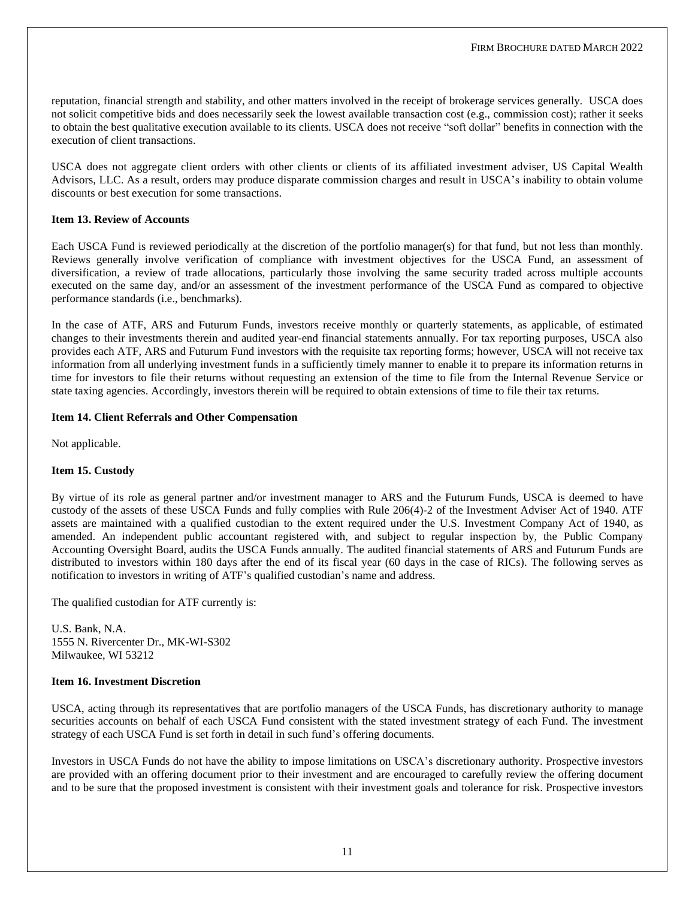reputation, financial strength and stability, and other matters involved in the receipt of brokerage services generally. USCA does not solicit competitive bids and does necessarily seek the lowest available transaction cost (e.g., commission cost); rather it seeks to obtain the best qualitative execution available to its clients. USCA does not receive "soft dollar" benefits in connection with the execution of client transactions.

USCA does not aggregate client orders with other clients or clients of its affiliated investment adviser, US Capital Wealth Advisors, LLC. As a result, orders may produce disparate commission charges and result in USCA's inability to obtain volume discounts or best execution for some transactions.

**Item 13. Review of Accounts**

Each USCA Fund is reviewed periodically at the discretion of the portfolio manager(s) for that fund, but not less than monthly. Reviews generally involve verification of compliance with investment objectives for the USCA Fund, an assessment of diversification, a review of trade allocations, particularly those involving the same security traded across multiple accounts executed on the same day, and/or an assessment of the investment performance of the USCA Fund as compared to objective performance standards (i.e., benchmarks).

In the case of ATF, ARS and Futurum Funds, investors receive monthly or quarterly statements, as applicable, of estimated changes to their investments therein and audited year-end financial statements annually. For tax reporting purposes, USCA also provides each ATF, ARS and Futurum Fund investors with the requisite tax reporting forms; however, USCA will not receive tax information from all underlying investment funds in a sufficiently timely manner to enable it to prepare its information returns in time for investors to file their returns without requesting an extension of the time to file from the Internal Revenue Service or state taxing agencies. Accordingly, investors therein will be required to obtain extensions of time to file their tax returns.

**Item 14. Client Referrals and Other Compensation**

Not applicable.

**Item 15. Custody**

By virtue of its role as general partner and/or investment manager to ARS and the Futurum Funds, USCA is deemed to have custody of the assets of these USCA Funds and fully complies with Rule 206(4)-2 of the Investment Adviser Act of 1940. ATF assets are maintained with a qualified custodian to the extent required under the U.S. Investment Company Act of 1940, as amended. An independent public accountant registered with, and subject to regular inspection by, the Public Company Accounting Oversight Board, audits the USCA Funds annually. The audited financial statements of ARS and Futurum Funds are distributed to investors within 180 days after the end of its fiscal year (60 days in the case of RICs). The following serves as notification to investors in writing of ATF's qualified custodian's name and address.

The qualified custodian for ATF currently is:

U.S. Bank, N.A.
1555 N. Rivercenter Dr., MK-WI-S302
Milwaukee, WI 53212

**Item 16. Investment Discretion**

USCA, acting through its representatives that are portfolio managers of the USCA Funds, has discretionary authority to manage securities accounts on behalf of each USCA Fund consistent with the stated investment strategy of each Fund. The investment strategy of each USCA Fund is set forth in detail in such fund's offering documents.

Investors in USCA Funds do not have the ability to impose limitations on USCA's discretionary authority. Prospective investors are provided with an offering document prior to their investment and are encouraged to carefully review the offering document and to be sure that the proposed investment is consistent with their investment goals and tolerance for risk. Prospective investors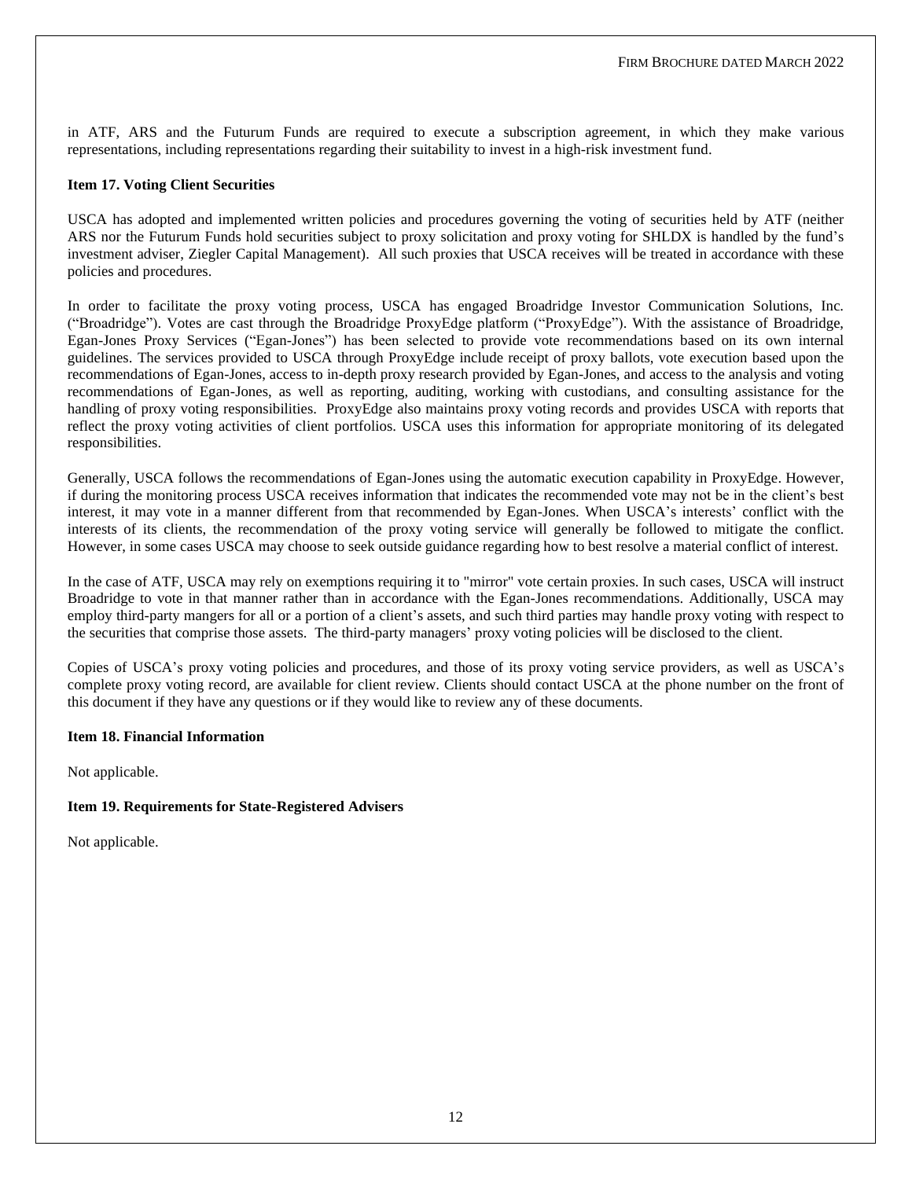in ATF, ARS and the Futurum Funds are required to execute a subscription agreement, in which they make various representations, including representations regarding their suitability to invest in a high-risk investment fund.

**Item 17. Voting Client Securities**

USCA has adopted and implemented written policies and procedures governing the voting of securities held by ATF (neither ARS nor the Futurum Funds hold securities subject to proxy solicitation and proxy voting for SHLDX is handled by the fund's investment adviser, Ziegler Capital Management). All such proxies that USCA receives will be treated in accordance with these policies and procedures.

In order to facilitate the proxy voting process, USCA has engaged Broadridge Investor Communication Solutions, Inc. ("Broadridge"). Votes are cast through the Broadridge ProxyEdge platform ("ProxyEdge"). With the assistance of Broadridge, Egan-Jones Proxy Services ("Egan-Jones") has been selected to provide vote recommendations based on its own internal guidelines. The services provided to USCA through ProxyEdge include receipt of proxy ballots, vote execution based upon the recommendations of Egan-Jones, access to in-depth proxy research provided by Egan-Jones, and access to the analysis and voting recommendations of Egan-Jones, as well as reporting, auditing, working with custodians, and consulting assistance for the handling of proxy voting responsibilities. ProxyEdge also maintains proxy voting records and provides USCA with reports that reflect the proxy voting activities of client portfolios. USCA uses this information for appropriate monitoring of its delegated responsibilities.

Generally, USCA follows the recommendations of Egan-Jones using the automatic execution capability in ProxyEdge. However, if during the monitoring process USCA receives information that indicates the recommended vote may not be in the client's best interest, it may vote in a manner different from that recommended by Egan-Jones. When USCA's interests' conflict with the interests of its clients, the recommendation of the proxy voting service will generally be followed to mitigate the conflict. However, in some cases USCA may choose to seek outside guidance regarding how to best resolve a material conflict of interest.

In the case of ATF, USCA may rely on exemptions requiring it to "mirror" vote certain proxies. In such cases, USCA will instruct Broadridge to vote in that manner rather than in accordance with the Egan-Jones recommendations. Additionally, USCA may employ third-party mangers for all or a portion of a client's assets, and such third parties may handle proxy voting with respect to the securities that comprise those assets. The third-party managers' proxy voting policies will be disclosed to the client.

Copies of USCA's proxy voting policies and procedures, and those of its proxy voting service providers, as well as USCA's complete proxy voting record, are available for client review. Clients should contact USCA at the phone number on the front of this document if they have any questions or if they would like to review any of these documents.

**Item 18. Financial Information**

Not applicable.

**Item 19. Requirements for State-Registered Advisers**

Not applicable.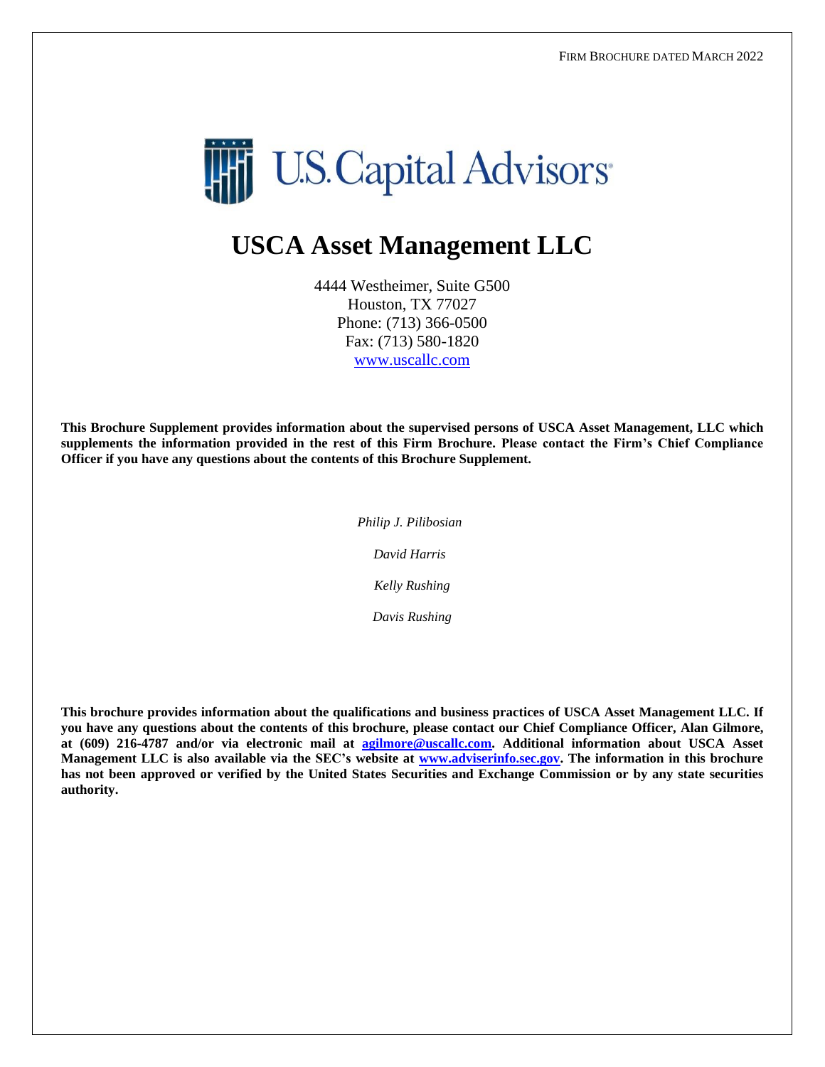FIRM BROCHURE DATED MARCH 2022

U.S. Capital Advisors

# USCA Asset Management LLC

4444 Westheimer, Suite G500
Houston, TX 77027
Phone: (713) 366-0500
Fax: (713) 580-1820
www.uscallc.com

**This Brochure Supplement provides information about the supervised persons of USCA Asset Management, LLC which supplements the information provided in the rest of this Firm Brochure. Please contact the Firm's Chief Compliance Officer if you have any questions about the contents of this Brochure Supplement.**

*Philip J. Pilibosian*

*David Harris*

*Kelly Rushing*

*Davis Rushing*

**This brochure provides information about the qualifications and business practices of USCA Asset Management LLC. If you have any questions about the contents of this brochure, please contact our Chief Compliance Officer, Alan Gilmore, at (609) 216-4787 and/or via electronic mail at agilmore@uscallc.com. Additional information about USCA Asset Management LLC is also available via the SEC's website at www.adviserinfo.sec.gov. The information in this brochure has not been approved or verified by the United States Securities and Exchange Commission or by any state securities authority.**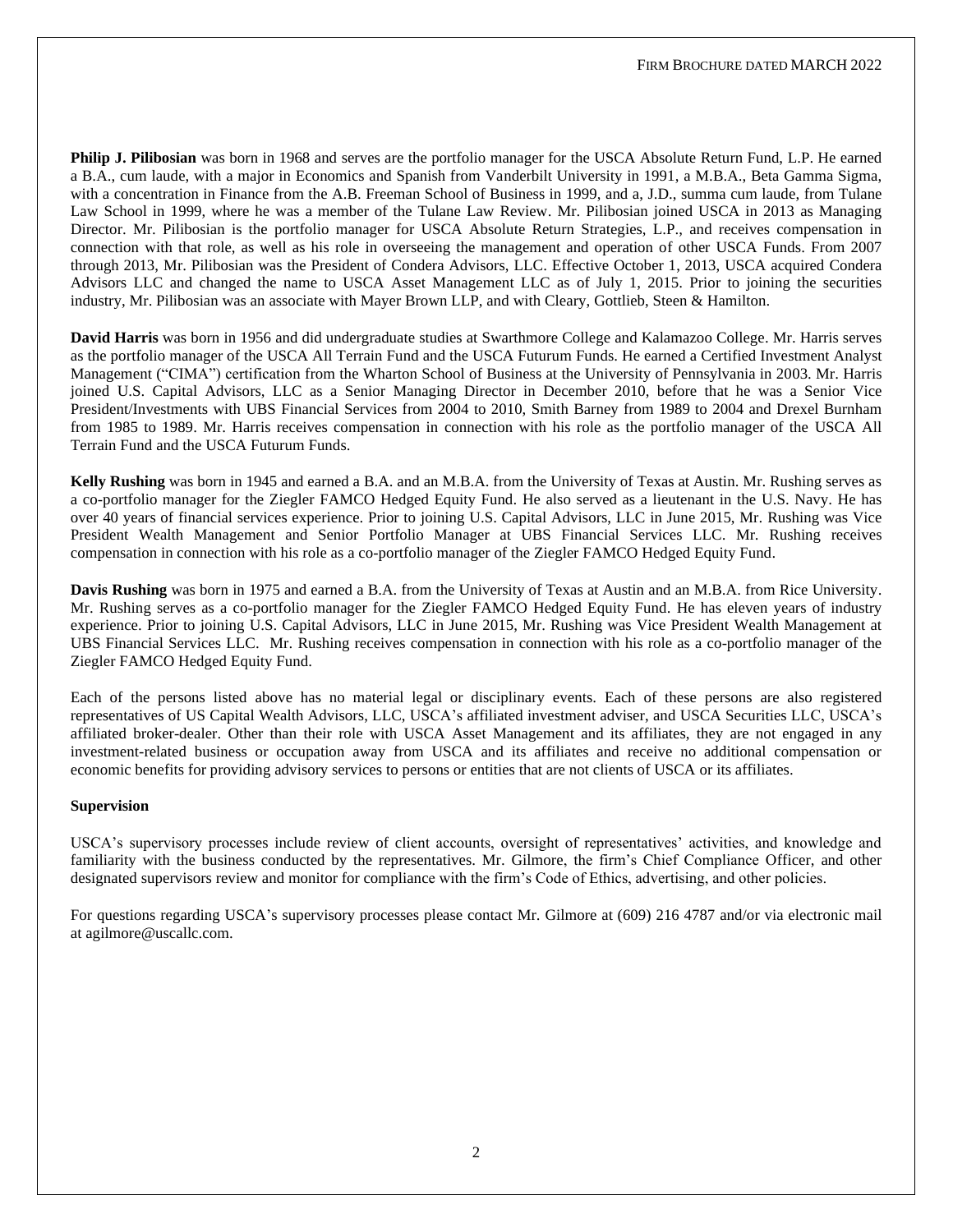**Philip J. Pilibosian** was born in 1968 and serves are the portfolio manager for the USCA Absolute Return Fund, L.P. He earned a B.A., cum laude, with a major in Economics and Spanish from Vanderbilt University in 1991, a M.B.A., Beta Gamma Sigma, with a concentration in Finance from the A.B. Freeman School of Business in 1999, and a, J.D., summa cum laude, from Tulane Law School in 1999, where he was a member of the Tulane Law Review. Mr. Pilibosian joined USCA in 2013 as Managing Director. Mr. Pilibosian is the portfolio manager for USCA Absolute Return Strategies, L.P., and receives compensation in connection with that role, as well as his role in overseeing the management and operation of other USCA Funds. From 2007 through 2013, Mr. Pilibosian was the President of Condera Advisors, LLC. Effective October 1, 2013, USCA acquired Condera Advisors LLC and changed the name to USCA Asset Management LLC as of July 1, 2015. Prior to joining the securities industry, Mr. Pilibosian was an associate with Mayer Brown LLP, and with Cleary, Gottlieb, Steen & Hamilton.

**David Harris** was born in 1956 and did undergraduate studies at Swarthmore College and Kalamazoo College. Mr. Harris serves as the portfolio manager of the USCA All Terrain Fund and the USCA Futurum Funds. He earned a Certified Investment Analyst Management ("CIMA") certification from the Wharton School of Business at the University of Pennsylvania in 2003. Mr. Harris joined U.S. Capital Advisors, LLC as a Senior Managing Director in December 2010, before that he was a Senior Vice President/Investments with UBS Financial Services from 2004 to 2010, Smith Barney from 1989 to 2004 and Drexel Burnham from 1985 to 1989. Mr. Harris receives compensation in connection with his role as the portfolio manager of the USCA All Terrain Fund and the USCA Futurum Funds.

**Kelly Rushing** was born in 1945 and earned a B.A. and an M.B.A. from the University of Texas at Austin. Mr. Rushing serves as a co-portfolio manager for the Ziegler FAMCO Hedged Equity Fund. He also served as a lieutenant in the U.S. Navy. He has over 40 years of financial services experience. Prior to joining U.S. Capital Advisors, LLC in June 2015, Mr. Rushing was Vice President Wealth Management and Senior Portfolio Manager at UBS Financial Services LLC. Mr. Rushing receives compensation in connection with his role as a co-portfolio manager of the Ziegler FAMCO Hedged Equity Fund.

**Davis Rushing** was born in 1975 and earned a B.A. from the University of Texas at Austin and an M.B.A. from Rice University. Mr. Rushing serves as a co-portfolio manager for the Ziegler FAMCO Hedged Equity Fund. He has eleven years of industry experience. Prior to joining U.S. Capital Advisors, LLC in June 2015, Mr. Rushing was Vice President Wealth Management at UBS Financial Services LLC. Mr. Rushing receives compensation in connection with his role as a co-portfolio manager of the Ziegler FAMCO Hedged Equity Fund.

Each of the persons listed above has no material legal or disciplinary events. Each of these persons are also registered representatives of US Capital Wealth Advisors, LLC, USCA's affiliated investment adviser, and USCA Securities LLC, USCA's affiliated broker-dealer. Other than their role with USCA Asset Management and its affiliates, they are not engaged in any investment-related business or occupation away from USCA and its affiliates and receive no additional compensation or economic benefits for providing advisory services to persons or entities that are not clients of USCA or its affiliates.

**Supervision**

USCA's supervisory processes include review of client accounts, oversight of representatives' activities, and knowledge and familiarity with the business conducted by the representatives. Mr. Gilmore, the firm's Chief Compliance Officer, and other designated supervisors review and monitor for compliance with the firm's Code of Ethics, advertising, and other policies.

For questions regarding USCA's supervisory processes please contact Mr. Gilmore at (609) 216 4787 and/or via electronic mail at agilmore@uscallc.com.